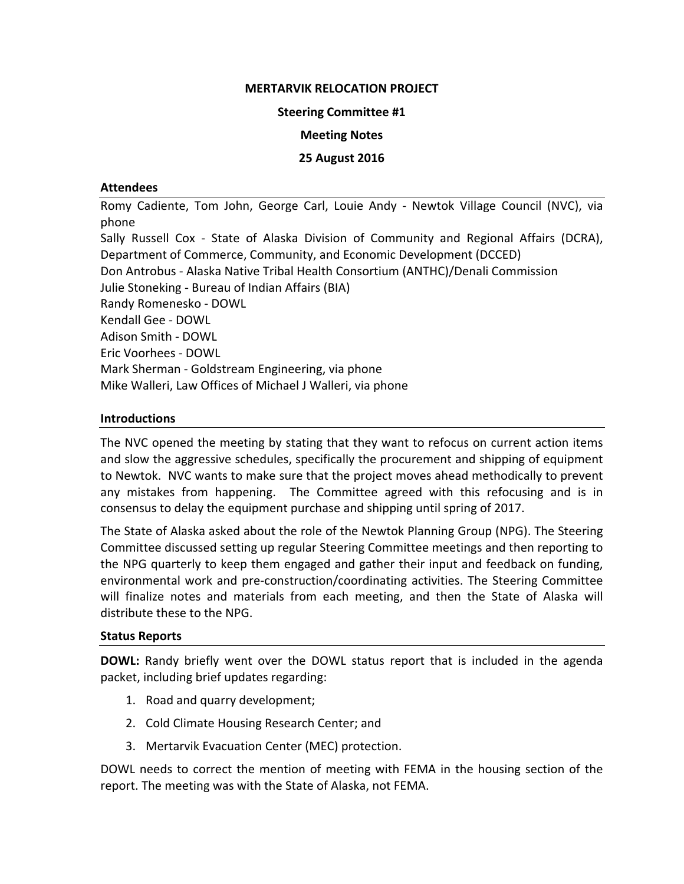# MERTARVIK RELOCATION PROJECT

**Steering Committee #1**

**Meeting Notes**

**25 August 2016**

## Attendees

Romy Cadiente, Tom John, George Carl, Louie Andy - Newtok Village Council (NVC), via phone
Sally Russell Cox - State of Alaska Division of Community and Regional Affairs (DCRA), Department of Commerce, Community, and Economic Development (DCCED)
Don Antrobus - Alaska Native Tribal Health Consortium (ANTHC)/Denali Commission
Julie Stoneking - Bureau of Indian Affairs (BIA)
Randy Romenesko - DOWL
Kendall Gee - DOWL
Adison Smith - DOWL
Eric Voorhees - DOWL
Mark Sherman - Goldstream Engineering, via phone
Mike Walleri, Law Offices of Michael J Walleri, via phone

## Introductions

The NVC opened the meeting by stating that they want to refocus on current action items and slow the aggressive schedules, specifically the procurement and shipping of equipment to Newtok. NVC wants to make sure that the project moves ahead methodically to prevent any mistakes from happening. The Committee agreed with this refocusing and is in consensus to delay the equipment purchase and shipping until spring of 2017.

The State of Alaska asked about the role of the Newtok Planning Group (NPG). The Steering Committee discussed setting up regular Steering Committee meetings and then reporting to the NPG quarterly to keep them engaged and gather their input and feedback on funding, environmental work and pre-construction/coordinating activities. The Steering Committee will finalize notes and materials from each meeting, and then the State of Alaska will distribute these to the NPG.

## Status Reports

**DOWL:** Randy briefly went over the DOWL status report that is included in the agenda packet, including brief updates regarding:

1. Road and quarry development;
2. Cold Climate Housing Research Center; and
3. Mertarvik Evacuation Center (MEC) protection.

DOWL needs to correct the mention of meeting with FEMA in the housing section of the report. The meeting was with the State of Alaska, not FEMA.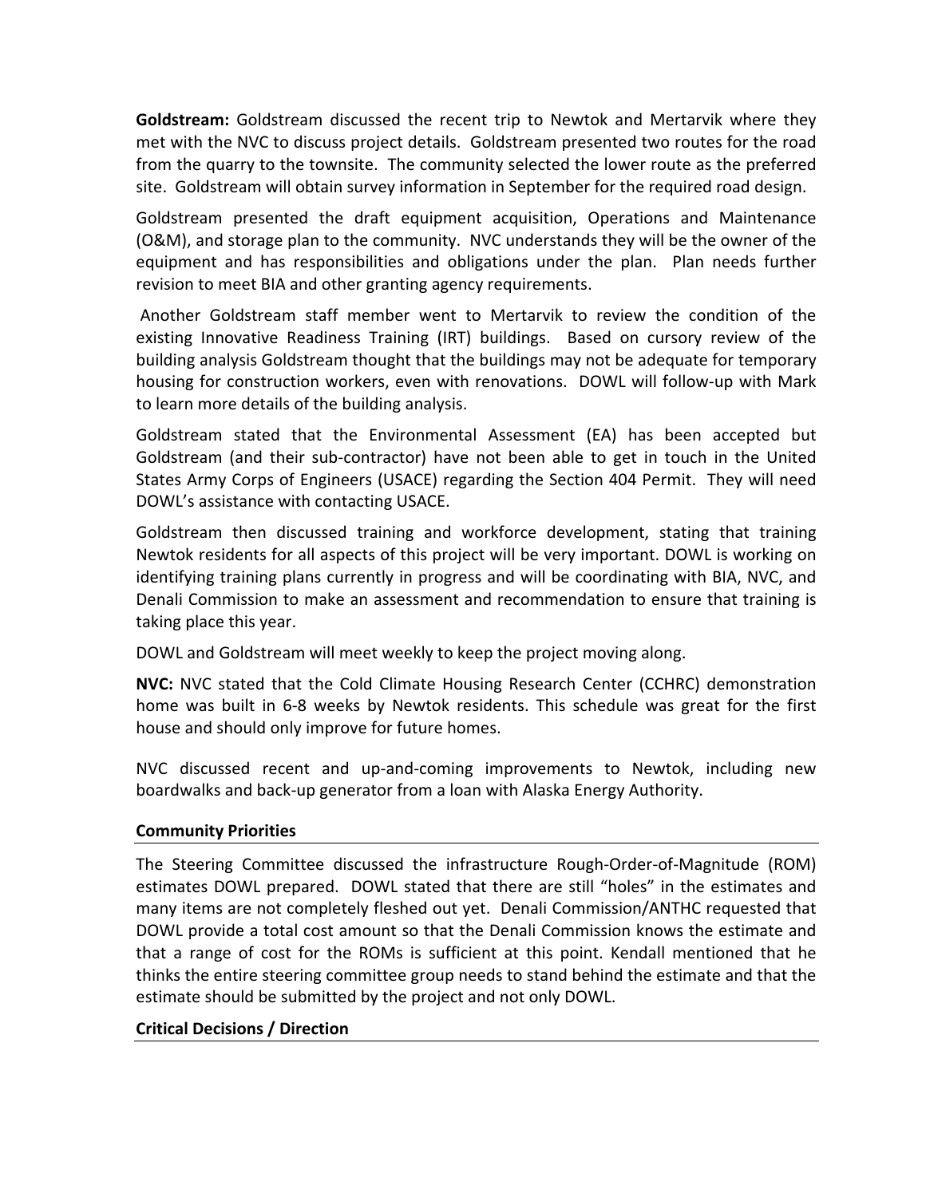**Goldstream:** Goldstream discussed the recent trip to Newtok and Mertarvik where they met with the NVC to discuss project details. Goldstream presented two routes for the road from the quarry to the townsite. The community selected the lower route as the preferred site. Goldstream will obtain survey information in September for the required road design.

Goldstream presented the draft equipment acquisition, Operations and Maintenance (O&M), and storage plan to the community. NVC understands they will be the owner of the equipment and has responsibilities and obligations under the plan. Plan needs further revision to meet BIA and other granting agency requirements.

Another Goldstream staff member went to Mertarvik to review the condition of the existing Innovative Readiness Training (IRT) buildings. Based on cursory review of the building analysis Goldstream thought that the buildings may not be adequate for temporary housing for construction workers, even with renovations. DOWL will follow-up with Mark to learn more details of the building analysis.

Goldstream stated that the Environmental Assessment (EA) has been accepted but Goldstream (and their sub-contractor) have not been able to get in touch in the United States Army Corps of Engineers (USACE) regarding the Section 404 Permit. They will need DOWL's assistance with contacting USACE.

Goldstream then discussed training and workforce development, stating that training Newtok residents for all aspects of this project will be very important. DOWL is working on identifying training plans currently in progress and will be coordinating with BIA, NVC, and Denali Commission to make an assessment and recommendation to ensure that training is taking place this year.

DOWL and Goldstream will meet weekly to keep the project moving along.

**NVC:** NVC stated that the Cold Climate Housing Research Center (CCHRC) demonstration home was built in 6-8 weeks by Newtok residents. This schedule was great for the first house and should only improve for future homes.

NVC discussed recent and up-and-coming improvements to Newtok, including new boardwalks and back-up generator from a loan with Alaska Energy Authority.

**Community Priorities**

The Steering Committee discussed the infrastructure Rough-Order-of-Magnitude (ROM) estimates DOWL prepared. DOWL stated that there are still "holes" in the estimates and many items are not completely fleshed out yet. Denali Commission/ANTHC requested that DOWL provide a total cost amount so that the Denali Commission knows the estimate and that a range of cost for the ROMs is sufficient at this point. Kendall mentioned that he thinks the entire steering committee group needs to stand behind the estimate and that the estimate should be submitted by the project and not only DOWL.

**Critical Decisions / Direction**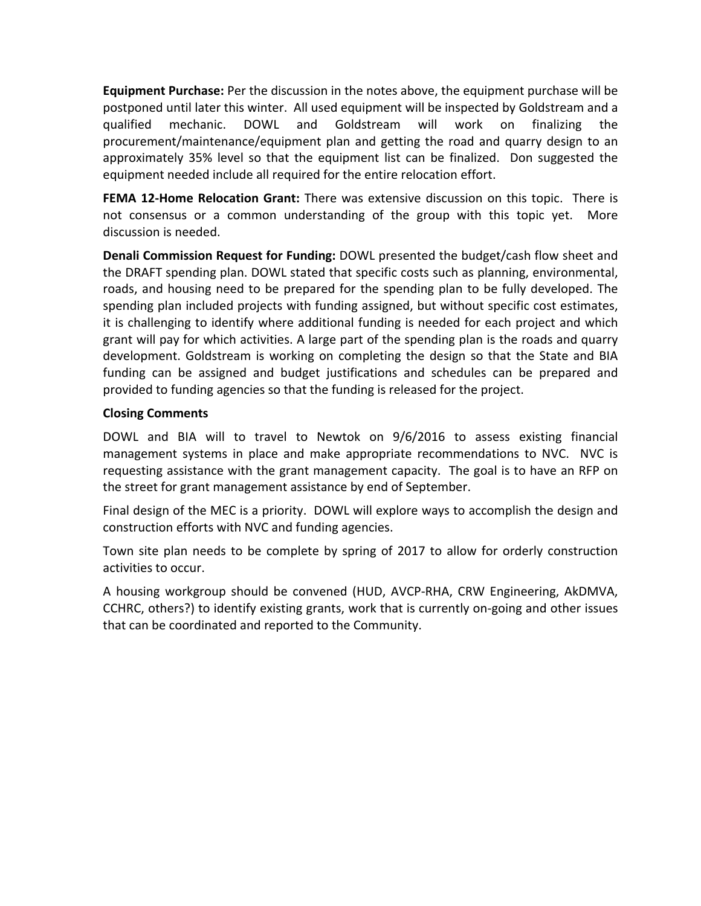**Equipment Purchase:** Per the discussion in the notes above, the equipment purchase will be postponed until later this winter. All used equipment will be inspected by Goldstream and a qualified mechanic. DOWL and Goldstream will work on finalizing the procurement/maintenance/equipment plan and getting the road and quarry design to an approximately 35% level so that the equipment list can be finalized. Don suggested the equipment needed include all required for the entire relocation effort.

**FEMA 12-Home Relocation Grant:** There was extensive discussion on this topic. There is not consensus or a common understanding of the group with this topic yet. More discussion is needed.

**Denali Commission Request for Funding:** DOWL presented the budget/cash flow sheet and the DRAFT spending plan. DOWL stated that specific costs such as planning, environmental, roads, and housing need to be prepared for the spending plan to be fully developed. The spending plan included projects with funding assigned, but without specific cost estimates, it is challenging to identify where additional funding is needed for each project and which grant will pay for which activities. A large part of the spending plan is the roads and quarry development. Goldstream is working on completing the design so that the State and BIA funding can be assigned and budget justifications and schedules can be prepared and provided to funding agencies so that the funding is released for the project.

**Closing Comments**

DOWL and BIA will to travel to Newtok on 9/6/2016 to assess existing financial management systems in place and make appropriate recommendations to NVC. NVC is requesting assistance with the grant management capacity. The goal is to have an RFP on the street for grant management assistance by end of September.

Final design of the MEC is a priority. DOWL will explore ways to accomplish the design and construction efforts with NVC and funding agencies.

Town site plan needs to be complete by spring of 2017 to allow for orderly construction activities to occur.

A housing workgroup should be convened (HUD, AVCP-RHA, CRW Engineering, AkDMVA, CCHRC, others?) to identify existing grants, work that is currently on-going and other issues that can be coordinated and reported to the Community.